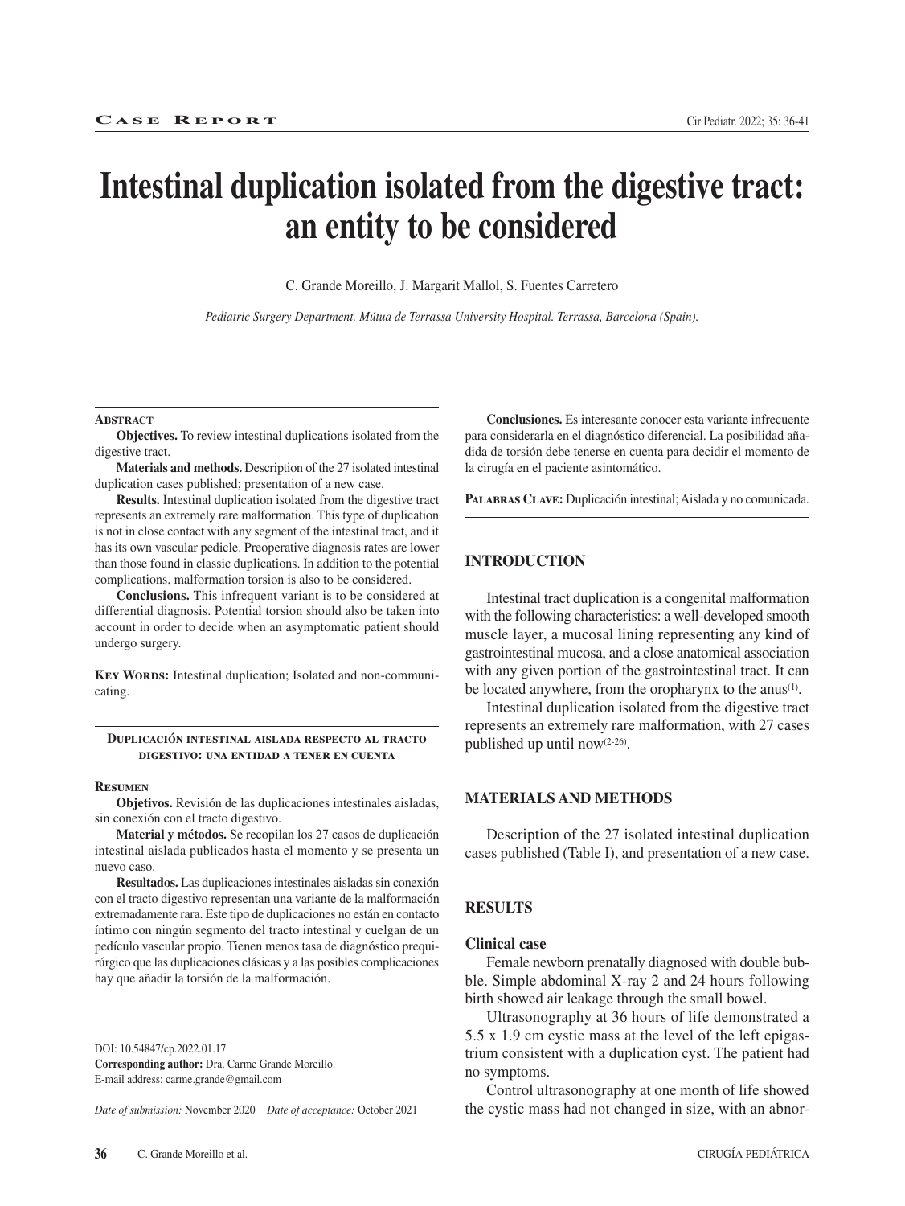Case Report

# Intestinal duplication isolated from the digestive tract: an entity to be considered

C. Grande Moreillo, J. Margarit Mallol, S. Fuentes Carretero

*Pediatric Surgery Department. Mútua de Terrassa University Hospital. Terrassa, Barcelona (Spain).*

### Abstract

**Objectives.** To review intestinal duplications isolated from the digestive tract.

**Materials and methods.** Description of the 27 isolated intestinal duplication cases published; presentation of a new case.

**Results.** Intestinal duplication isolated from the digestive tract represents an extremely rare malformation. This type of duplication is not in close contact with any segment of the intestinal tract, and it has its own vascular pedicle. Preoperative diagnosis rates are lower than those found in classic duplications. In addition to the potential complications, malformation torsion is also to be considered.

**Conclusions.** This infrequent variant is to be considered at differential diagnosis. Potential torsion should also be taken into account in order to decide when an asymptomatic patient should undergo surgery.

**Key Words:** Intestinal duplication; Isolated and non-communicating.

### Duplicación intestinal aislada respecto al tracto digestivo: una entidad a tener en cuenta

### Resumen

**Objetivos.** Revisión de las duplicaciones intestinales aisladas, sin conexión con el tracto digestivo.

**Material y métodos.** Se recopilan los 27 casos de duplicación intestinal aislada publicados hasta el momento y se presenta un nuevo caso.

**Resultados.** Las duplicaciones intestinales aisladas sin conexión con el tracto digestivo representan una variante de la malformación extremadamente rara. Este tipo de duplicaciones no están en contacto íntimo con ningún segmento del tracto intestinal y cuelgan de un pedículo vascular propio. Tienen menos tasa de diagnóstico prequirúrgico que las duplicaciones clásicas y a las posibles complicaciones hay que añadir la torsión de la malformación.

**Conclusiones.** Es interesante conocer esta variante infrecuente para considerarla en el diagnóstico diferencial. La posibilidad añadida de torsión debe tenerse en cuenta para decidir el momento de la cirugía en el paciente asintomático.

**Palabras Clave:** Duplicación intestinal; Aislada y no comunicada.

DOI: 10.54847/cp.2022.01.17

**Corresponding author:** Dra. Carme Grande Moreillo.

E-mail address: carme.grande@gmail.com

*Date of submission:* November 2020 *Date of acceptance:* October 2021

## INTRODUCTION

Intestinal tract duplication is a congenital malformation with the following characteristics: a well-developed smooth muscle layer, a mucosal lining representing any kind of gastrointestinal mucosa, and a close anatomical association with any given portion of the gastrointestinal tract. It can be located anywhere, from the oropharynx to the anus[1].

Intestinal duplication isolated from the digestive tract represents an extremely rare malformation, with 27 cases published up until now[2-26].

## MATERIALS AND METHODS

Description of the 27 isolated intestinal duplication cases published (Table I), and presentation of a new case.

## RESULTS

### Clinical case

Female newborn prenatally diagnosed with double bubble. Simple abdominal X-ray 2 and 24 hours following birth showed air leakage through the small bowel.

Ultrasonography at 36 hours of life demonstrated a 5.5 x 1.9 cm cystic mass at the level of the left epigastrium consistent with a duplication cyst. The patient had no symptoms.

Control ultrasonography at one month of life showed the cystic mass had not changed in size, with an abnor-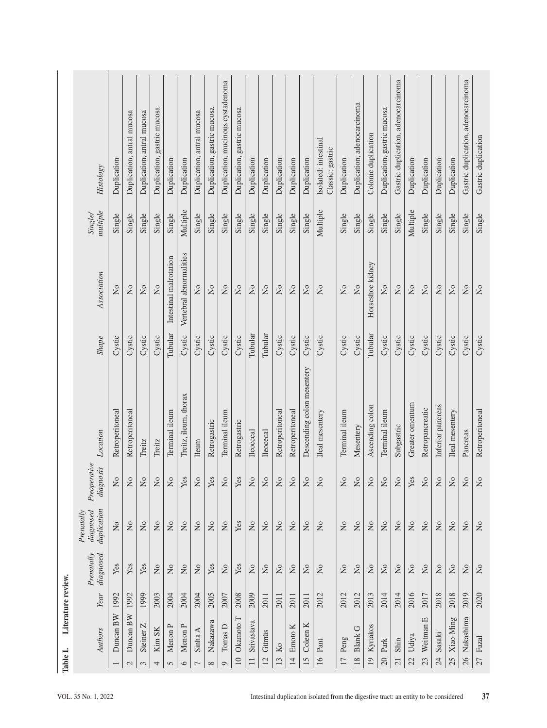**Table I.** Literature review.

| | Authors | Year | Prenatally diagnosed | Prenatally diagnosed duplication | Preoperative diagnosis | Location | Shape | Association | Single/ multiple | Histology |
|---|---|---|---|---|---|---|---|---|---|---|
| 1 | Duncan BW | 1992 | Yes | No | No | Retroperitoneal | Cystic | No | Single | Duplication |
| 2 | Duncan BW | 1992 | Yes | No | No | Retroperitoneal | Cystic | No | Single | Duplication, antral mucosa |
| 3 | Steiner Z | 1999 | Yes | No | No | Treitz | Cystic | No | Single | Duplication, antral mucosa |
| 4 | Kim SK | 2003 | No | No | No | Treitz | Cystic | No | Single | Duplication, gastric mucosa |
| 5 | Menon P | 2004 | No | No | No | Terminal ileum | Tubular | Intestinal malrotation | Single | Duplication |
| 6 | Menon P | 2004 | No | No | Yes | Treitz, ileum, thorax | Cystic | Vertebral abnormalities | Multiple | Duplication |
| 7 | Sinha A | 2004 | No | No | No | Ileum | Cystic | No | Single | Duplication, antral mucosa |
| 8 | Nakazawa | 2005 | Yes | No | Yes | Retrogastric | Cystic | No | Single | Duplication, gastric mucosa |
| 9 | Tomas D | 2007 | No | No | No | Terminal ileum | Cystic | No | Single | Duplication, mucinous cystadenoma |
| 10 | Okamoto T | 2008 | Yes | Yes | Yes | Retrogastric | Cystic | No | Single | Duplication, gastric mucosa |
| 11 | Srivastava | 2009 | No | No | No | Ileocecal | Tubular | No | Single | Duplication |
| 12 | Gümüs | 2011 | No | No | No | Ileocecal | Tubular | No | Single | Duplication |
| 13 | Ko | 2011 | No | No | No | Retroperitoneal | Cystic | No | Single | Duplication |
| 14 | Emoto K | 2011 | No | No | No | Retroperitoneal | Cystic | No | Single | Duplication |
| 15 | Coleen K | 2011 | No | No | No | Descending colon mesentery | Cystic | No | Single | Duplication |
| 16 | Pant | 2012 | No | No | No | Ileal mesentery | Cystic | No | Multiple | Isolated: intestinal Classic: gastric |
| 17 | Peng | 2012 | No | No | No | Terminal ileum | Cystic | No | Single | Duplication |
| 18 | Blank G | 2012 | No | No | No | Mesentery | Cystic | No | Single | Duplication, adenocarcinoma |
| 19 | Kyriakos | 2013 | No | No | No | Ascending colon | Tubular | Horseshoe kidney | Single | Colonic duplication |
| 20 | Park | 2014 | No | No | No | Terminal ileum | Cystic | No | Single | Duplication, gastric mucosa |
| 21 | Shin | 2014 | No | No | No | Subgastric | Cystic | No | Single | Gastric duplication, adenocarcinoma |
| 22 | Udiya | 2016 | No | No | Yes | Greater omentum | Cystic | No | Multiple | Duplication |
| 23 | Weitman E | 2017 | No | No | No | Retropancreatic | Cystic | No | Single | Duplication |
| 24 | Sasaki | 2018 | No | No | No | Inferior pancreas | Cystic | No | Single | Duplication |
| 25 | Xiao-Ming | 2018 | No | No | No | Ileal mesentery | Cystic | No | Single | Duplication |
| 26 | Nakashima | 2019 | No | No | No | Pancreas | Cystic | No | Single | Gastric duplication, adenocarcinoma |
| 27 | Fazal | 2020 | No | No | No | Retroperitoneal | Cystic | No | Single | Gastric duplication |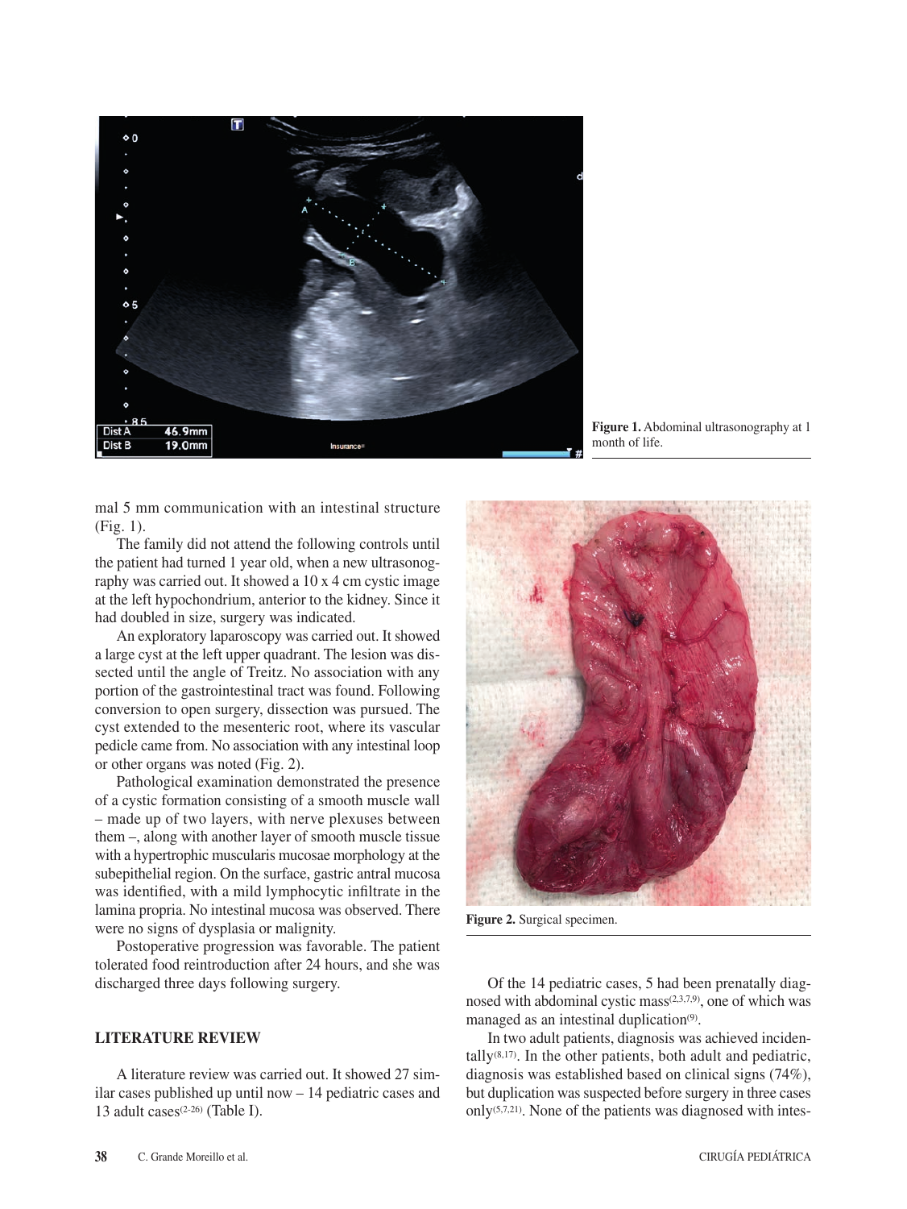Figure 1. Abdominal ultrasonography at 1 month of life.

mal 5 mm communication with an intestinal structure (Fig. 1).

The family did not attend the following controls until the patient had turned 1 year old, when a new ultrasonography was carried out. It showed a 10 x 4 cm cystic image at the left hypochondrium, anterior to the kidney. Since it had doubled in size, surgery was indicated.

An exploratory laparoscopy was carried out. It showed a large cyst at the left upper quadrant. The lesion was dissected until the angle of Treitz. No association with any portion of the gastrointestinal tract was found. Following conversion to open surgery, dissection was pursued. The cyst extended to the mesenteric root, where its vascular pedicle came from. No association with any intestinal loop or other organs was noted (Fig. 2).

Pathological examination demonstrated the presence of a cystic formation consisting of a smooth muscle wall – made up of two layers, with nerve plexuses between them –, along with another layer of smooth muscle tissue with a hypertrophic muscularis mucosae morphology at the subepithelial region. On the surface, gastric antral mucosa was identified, with a mild lymphocytic infiltrate in the lamina propria. No intestinal mucosa was observed. There were no signs of dysplasia or malignity.

Postoperative progression was favorable. The patient tolerated food reintroduction after 24 hours, and she was discharged three days following surgery.

## LITERATURE REVIEW

A literature review was carried out. It showed 27 similar cases published up until now – 14 pediatric cases and 13 adult cases[2-26] (Table I).

Figure 2. Surgical specimen.

Of the 14 pediatric cases, 5 had been prenatally diagnosed with abdominal cystic mass[2,3,7,9], one of which was managed as an intestinal duplication[9].

In two adult patients, diagnosis was achieved incidentally[8,17]. In the other patients, both adult and pediatric, diagnosis was established based on clinical signs (74%), but duplication was suspected before surgery in three cases only[5,7,21]. None of the patients was diagnosed with intes-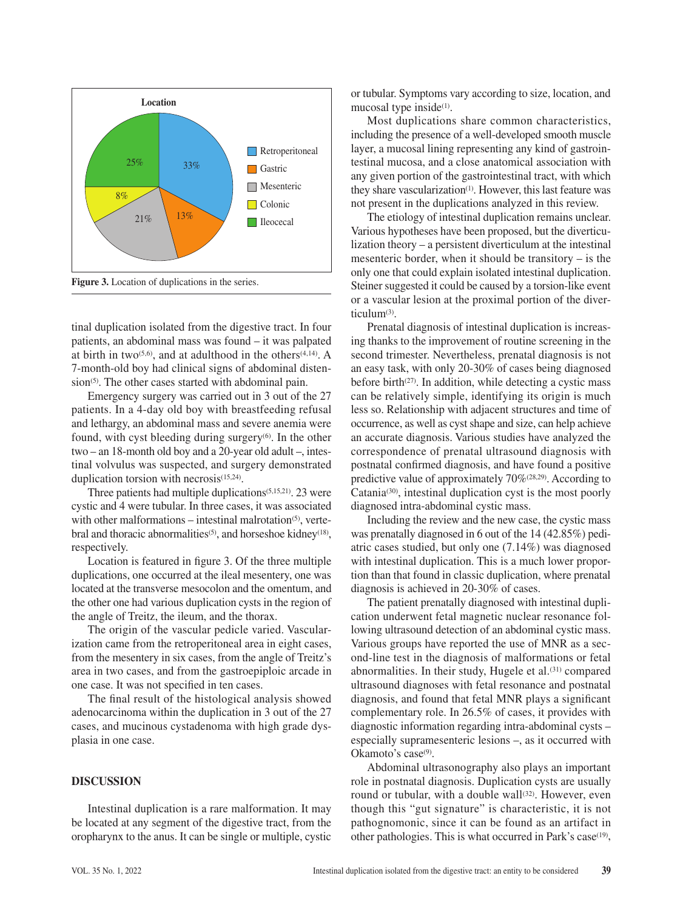Location

Figure 3. Location of duplications in the series.

tinal duplication isolated from the digestive tract. In four patients, an abdominal mass was found – it was palpated at birth in two[5,6], and at adulthood in the others[4,14]. A 7-month-old boy had clinical signs of abdominal distension[5]. The other cases started with abdominal pain.

Emergency surgery was carried out in 3 out of the 27 patients. In a 4-day old boy with breastfeeding refusal and lethargy, an abdominal mass and severe anemia were found, with cyst bleeding during surgery[6]. In the other two – an 18-month old boy and a 20-year old adult –, intestinal volvulus was suspected, and surgery demonstrated duplication torsion with necrosis[15,24].

Three patients had multiple duplications[5,15,21]. 23 were cystic and 4 were tubular. In three cases, it was associated with other malformations – intestinal malrotation[5], vertebral and thoracic abnormalities[5], and horseshoe kidney[18], respectively.

Location is featured in figure 3. Of the three multiple duplications, one occurred at the ileal mesentery, one was located at the transverse mesocolon and the omentum, and the other one had various duplication cysts in the region of the angle of Treitz, the ileum, and the thorax.

The origin of the vascular pedicle varied. Vascularization came from the retroperitoneal area in eight cases, from the mesentery in six cases, from the angle of Treitz's area in two cases, and from the gastroepiploic arcade in one case. It was not specified in ten cases.

The final result of the histological analysis showed adenocarcinoma within the duplication in 3 out of the 27 cases, and mucinous cystadenoma with high grade dysplasia in one case.

## DISCUSSION

Intestinal duplication is a rare malformation. It may be located at any segment of the digestive tract, from the oropharynx to the anus. It can be single or multiple, cystic or tubular. Symptoms vary according to size, location, and mucosal type inside[1].

Most duplications share common characteristics, including the presence of a well-developed smooth muscle layer, a mucosal lining representing any kind of gastrointestinal mucosa, and a close anatomical association with any given portion of the gastrointestinal tract, with which they share vascularization[1]. However, this last feature was not present in the duplications analyzed in this review.

The etiology of intestinal duplication remains unclear. Various hypotheses have been proposed, but the diverticulization theory – a persistent diverticulum at the intestinal mesenteric border, when it should be transitory – is the only one that could explain isolated intestinal duplication. Steiner suggested it could be caused by a torsion-like event or a vascular lesion at the proximal portion of the diverticulum[3].

Prenatal diagnosis of intestinal duplication is increasing thanks to the improvement of routine screening in the second trimester. Nevertheless, prenatal diagnosis is not an easy task, with only 20-30% of cases being diagnosed before birth[27]. In addition, while detecting a cystic mass can be relatively simple, identifying its origin is much less so. Relationship with adjacent structures and time of occurrence, as well as cyst shape and size, can help achieve an accurate diagnosis. Various studies have analyzed the correspondence of prenatal ultrasound diagnosis with postnatal confirmed diagnosis, and have found a positive predictive value of approximately 70%[28,29]. According to Catania[30], intestinal duplication cyst is the most poorly diagnosed intra-abdominal cystic mass.

Including the review and the new case, the cystic mass was prenatally diagnosed in 6 out of the 14 (42.85%) pediatric cases studied, but only one (7.14%) was diagnosed with intestinal duplication. This is a much lower proportion than that found in classic duplication, where prenatal diagnosis is achieved in 20-30% of cases.

The patient prenatally diagnosed with intestinal duplication underwent fetal magnetic nuclear resonance following ultrasound detection of an abdominal cystic mass. Various groups have reported the use of MNR as a second-line test in the diagnosis of malformations or fetal abnormalities. In their study, Hugele et al.[31] compared ultrasound diagnoses with fetal resonance and postnatal diagnosis, and found that fetal MNR plays a significant complementary role. In 26.5% of cases, it provides with diagnostic information regarding intra-abdominal cysts – especially supramesenteric lesions –, as it occurred with Okamoto's case[9].

Abdominal ultrasonography also plays an important role in postnatal diagnosis. Duplication cysts are usually round or tubular, with a double wall[32]. However, even though this "gut signature" is characteristic, it is not pathognomonic, since it can be found as an artifact in other pathologies. This is what occurred in Park's case[19],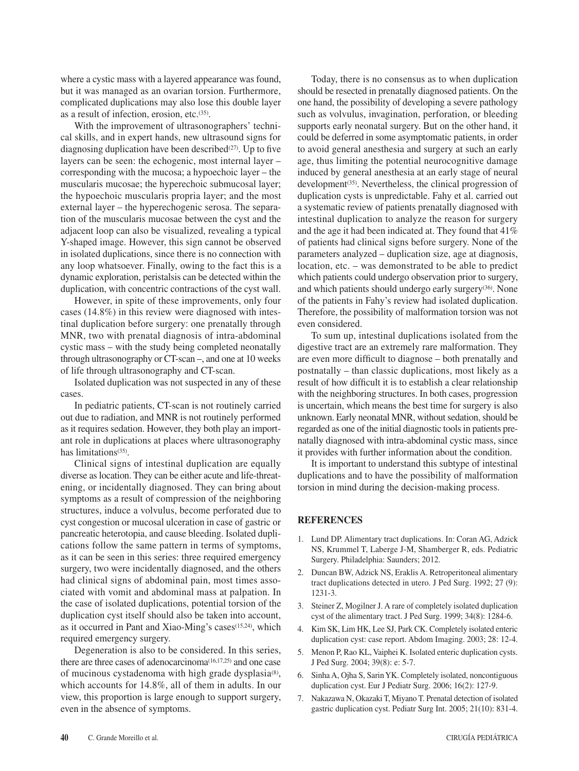where a cystic mass with a layered appearance was found, but it was managed as an ovarian torsion. Furthermore, complicated duplications may also lose this double layer as a result of infection, erosion, etc.[35].

With the improvement of ultrasonographers' technical skills, and in expert hands, new ultrasound signs for diagnosing duplication have been described[27]. Up to five layers can be seen: the echogenic, most internal layer – corresponding with the mucosa; a hypoechoic layer – the muscularis mucosae; the hyperechoic submucosal layer; the hypoechoic muscularis propria layer; and the most external layer – the hyperechogenic serosa. The separation of the muscularis mucosae between the cyst and the adjacent loop can also be visualized, revealing a typical Y-shaped image. However, this sign cannot be observed in isolated duplications, since there is no connection with any loop whatsoever. Finally, owing to the fact this is a dynamic exploration, peristalsis can be detected within the duplication, with concentric contractions of the cyst wall.

However, in spite of these improvements, only four cases (14.8%) in this review were diagnosed with intestinal duplication before surgery: one prenatally through MNR, two with prenatal diagnosis of intra-abdominal cystic mass – with the study being completed neonatally through ultrasonography or CT-scan –, and one at 10 weeks of life through ultrasonography and CT-scan.

Isolated duplication was not suspected in any of these cases.

In pediatric patients, CT-scan is not routinely carried out due to radiation, and MNR is not routinely performed as it requires sedation. However, they both play an important role in duplications at places where ultrasonography has limitations[35].

Clinical signs of intestinal duplication are equally diverse as location. They can be either acute and life-threatening, or incidentally diagnosed. They can bring about symptoms as a result of compression of the neighboring structures, induce a volvulus, become perforated due to cyst congestion or mucosal ulceration in case of gastric or pancreatic heterotopia, and cause bleeding. Isolated duplications follow the same pattern in terms of symptoms, as it can be seen in this series: three required emergency surgery, two were incidentally diagnosed, and the others had clinical signs of abdominal pain, most times associated with vomit and abdominal mass at palpation. In the case of isolated duplications, potential torsion of the duplication cyst itself should also be taken into account, as it occurred in Pant and Xiao-Ming's cases[15,24], which required emergency surgery.

Degeneration is also to be considered. In this series, there are three cases of adenocarcinoma[16,17,25] and one case of mucinous cystadenoma with high grade dysplasia[8], which accounts for 14.8%, all of them in adults. In our view, this proportion is large enough to support surgery, even in the absence of symptoms.

Today, there is no consensus as to when duplication should be resected in prenatally diagnosed patients. On the one hand, the possibility of developing a severe pathology such as volvulus, invagination, perforation, or bleeding supports early neonatal surgery. But on the other hand, it could be deferred in some asymptomatic patients, in order to avoid general anesthesia and surgery at such an early age, thus limiting the potential neurocognitive damage induced by general anesthesia at an early stage of neural development[35]. Nevertheless, the clinical progression of duplication cysts is unpredictable. Fahy et al. carried out a systematic review of patients prenatally diagnosed with intestinal duplication to analyze the reason for surgery and the age it had been indicated at. They found that 41% of patients had clinical signs before surgery. None of the parameters analyzed – duplication size, age at diagnosis, location, etc. – was demonstrated to be able to predict which patients could undergo observation prior to surgery, and which patients should undergo early surgery[36]. None of the patients in Fahy's review had isolated duplication. Therefore, the possibility of malformation torsion was not even considered.

To sum up, intestinal duplications isolated from the digestive tract are an extremely rare malformation. They are even more difficult to diagnose – both prenatally and postnatally – than classic duplications, most likely as a result of how difficult it is to establish a clear relationship with the neighboring structures. In both cases, progression is uncertain, which means the best time for surgery is also unknown. Early neonatal MNR, without sedation, should be regarded as one of the initial diagnostic tools in patients prenatally diagnosed with intra-abdominal cystic mass, since it provides with further information about the condition.

It is important to understand this subtype of intestinal duplications and to have the possibility of malformation torsion in mind during the decision-making process.

## REFERENCES

1. Lund DP. Alimentary tract duplications. In: Coran AG, Adzick NS, Krummel T, Laberge J-M, Shamberger R, eds. Pediatric Surgery. Philadelphia: Saunders; 2012.
2. Duncan BW, Adzick NS, Eraklis A. Retroperitoneal alimentary tract duplications detected in utero. J Ped Surg. 1992; 27 (9): 1231-3.
3. Steiner Z, Mogilner J. A rare of completely isolated duplication cyst of the alimentary tract. J Ped Surg. 1999; 34(8): 1284-6.
4. Kim SK, Lim HK, Lee SJ, Park CK. Completely isolated enteric duplication cyst: case report. Abdom Imaging. 2003; 28: 12-4.
5. Menon P, Rao KL, Vaiphei K. Isolated enteric duplication cysts. J Ped Surg. 2004; 39(8): e: 5-7.
6. Sinha A, Ojha S, Sarin YK. Completely isolated, noncontiguous duplication cyst. Eur J Pediatr Surg. 2006; 16(2): 127-9.
7. Nakazawa N, Okazaki T, Miyano T. Prenatal detection of isolated gastric duplication cyst. Pediatr Surg Int. 2005; 21(10): 831-4.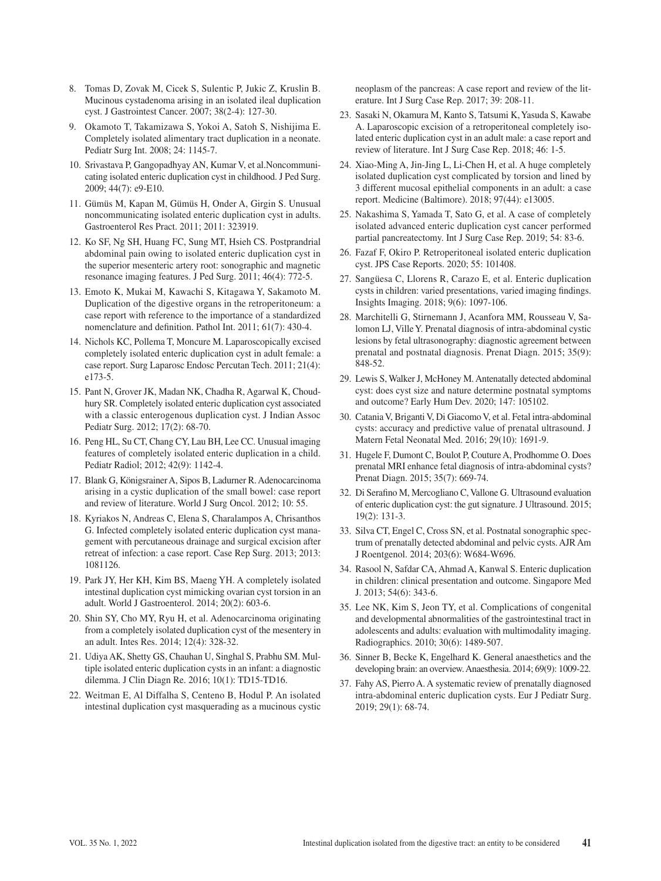8. Tomas D, Zovak M, Cicek S, Sulentic P, Jukic Z, Kruslin B. Mucinous cystadenoma arising in an isolated ileal duplication cyst. J Gastrointest Cancer. 2007; 38(2-4): 127-30.
9. Okamoto T, Takamizawa S, Yokoi A, Satoh S, Nishijima E. Completely isolated alimentary tract duplication in a neonate. Pediatr Surg Int. 2008; 24: 1145-7.
10. Srivastava P, Gangopadhyay AN, Kumar V, et al.Noncommunicating isolated enteric duplication cyst in childhood. J Ped Surg. 2009; 44(7): e9-E10.
11. Gümüs M, Kapan M, Gümüs H, Onder A, Girgin S. Unusual noncommunicating isolated enteric duplication cyst in adults. Gastroenterol Res Pract. 2011; 2011: 323919.
12. Ko SF, Ng SH, Huang FC, Sung MT, Hsieh CS. Postprandrial abdominal pain owing to isolated enteric duplication cyst in the superior mesenteric artery root: sonographic and magnetic resonance imaging features. J Ped Surg. 2011; 46(4): 772-5.
13. Emoto K, Mukai M, Kawachi S, Kitagawa Y, Sakamoto M. Duplication of the digestive organs in the retroperitoneum: a case report with reference to the importance of a standardized nomenclature and definition. Pathol Int. 2011; 61(7): 430-4.
14. Nichols KC, Pollema T, Moncure M. Laparoscopically excised completely isolated enteric duplication cyst in adult female: a case report. Surg Laparosc Endosc Percutan Tech. 2011; 21(4): e173-5.
15. Pant N, Grover JK, Madan NK, Chadha R, Agarwal K, Choudhury SR. Completely isolated enteric duplication cyst associated with a classic enterogenous duplication cyst. J Indian Assoc Pediatr Surg. 2012; 17(2): 68-70.
16. Peng HL, Su CT, Chang CY, Lau BH, Lee CC. Unusual imaging features of completely isolated enteric duplication in a child. Pediatr Radiol; 2012; 42(9): 1142-4.
17. Blank G, Königsrainer A, Sipos B, Ladurner R. Adenocarcinoma arising in a cystic duplication of the small bowel: case report and review of literature. World J Surg Oncol. 2012; 10: 55.
18. Kyriakos N, Andreas C, Elena S, Charalampos A, Chrisanthos G. Infected completely isolated enteric duplication cyst management with percutaneous drainage and surgical excision after retreat of infection: a case report. Case Rep Surg. 2013; 2013: 1081126.
19. Park JY, Her KH, Kim BS, Maeng YH. A completely isolated intestinal duplication cyst mimicking ovarian cyst torsion in an adult. World J Gastroenterol. 2014; 20(2): 603-6.
20. Shin SY, Cho MY, Ryu H, et al. Adenocarcinoma originating from a completely isolated duplication cyst of the mesentery in an adult. Intes Res. 2014; 12(4): 328-32.
21. Udiya AK, Shetty GS, Chauhan U, Singhal S, Prabhu SM. Multiple isolated enteric duplication cysts in an infant: a diagnostic dilemma. J Clin Diagn Re. 2016; 10(1): TD15-TD16.
22. Weitman E, Al Diffalha S, Centeno B, Hodul P. An isolated intestinal duplication cyst masquerading as a mucinous cystic neoplasm of the pancreas: A case report and review of the literature. Int J Surg Case Rep. 2017; 39: 208-11.
23. Sasaki N, Okamura M, Kanto S, Tatsumi K, Yasuda S, Kawabe A. Laparoscopic excision of a retroperitoneal completely isolated enteric duplication cyst in an adult male: a case report and review of literature. Int J Surg Case Rep. 2018; 46: 1-5.
24. Xiao-Ming A, Jin-Jing L, Li-Chen H, et al. A huge completely isolated duplication cyst complicated by torsion and lined by 3 different mucosal epithelial components in an adult: a case report. Medicine (Baltimore). 2018; 97(44): e13005.
25. Nakashima S, Yamada T, Sato G, et al. A case of completely isolated advanced enteric duplication cyst cancer performed partial pancreatectomy. Int J Surg Case Rep. 2019; 54: 83-6.
26. Fazaf F, Okiro P. Retroperitoneal isolated enteric duplication cyst. JPS Case Reports. 2020; 55: 101408.
27. Sangüesa C, Llorens R, Carazo E, et al. Enteric duplication cysts in children: varied presentations, varied imaging findings. Insights Imaging. 2018; 9(6): 1097-106.
28. Marchitelli G, Stirnemann J, Acanfora MM, Rousseau V, Salomon LJ, Ville Y. Prenatal diagnosis of intra-abdominal cystic lesions by fetal ultrasonography: diagnostic agreement between prenatal and postnatal diagnosis. Prenat Diagn. 2015; 35(9): 848-52.
29. Lewis S, Walker J, McHoney M. Antenatally detected abdominal cyst: does cyst size and nature determine postnatal symptoms and outcome? Early Hum Dev. 2020; 147: 105102.
30. Catania V, Briganti V, Di Giacomo V, et al. Fetal intra-abdominal cysts: accuracy and predictive value of prenatal ultrasound. J Matern Fetal Neonatal Med. 2016; 29(10): 1691-9.
31. Hugele F, Dumont C, Boulot P, Couture A, Prodhomme O. Does prenatal MRI enhance fetal diagnosis of intra-abdominal cysts? Prenat Diagn. 2015; 35(7): 669-74.
32. Di Serafino M, Mercogliano C, Vallone G. Ultrasound evaluation of enteric duplication cyst: the gut signature. J Ultrasound. 2015; 19(2): 131-3.
33. Silva CT, Engel C, Cross SN, et al. Postnatal sonographic spectrum of prenatally detected abdominal and pelvic cysts. AJR Am J Roentgenol. 2014; 203(6): W684-W696.
34. Rasool N, Safdar CA, Ahmad A, Kanwal S. Enteric duplication in children: clinical presentation and outcome. Singapore Med J. 2013; 54(6): 343-6.
35. Lee NK, Kim S, Jeon TY, et al. Complications of congenital and developmental abnormalities of the gastrointestinal tract in adolescents and adults: evaluation with multimodality imaging. Radiographics. 2010; 30(6): 1489-507.
36. Sinner B, Becke K, Engelhard K. General anaesthetics and the developing brain: an overview. Anaesthesia. 2014; 69(9): 1009-22.
37. Fahy AS, Pierro A. A systematic review of prenatally diagnosed intra-abdominal enteric duplication cysts. Eur J Pediatr Surg. 2019; 29(1): 68-74.